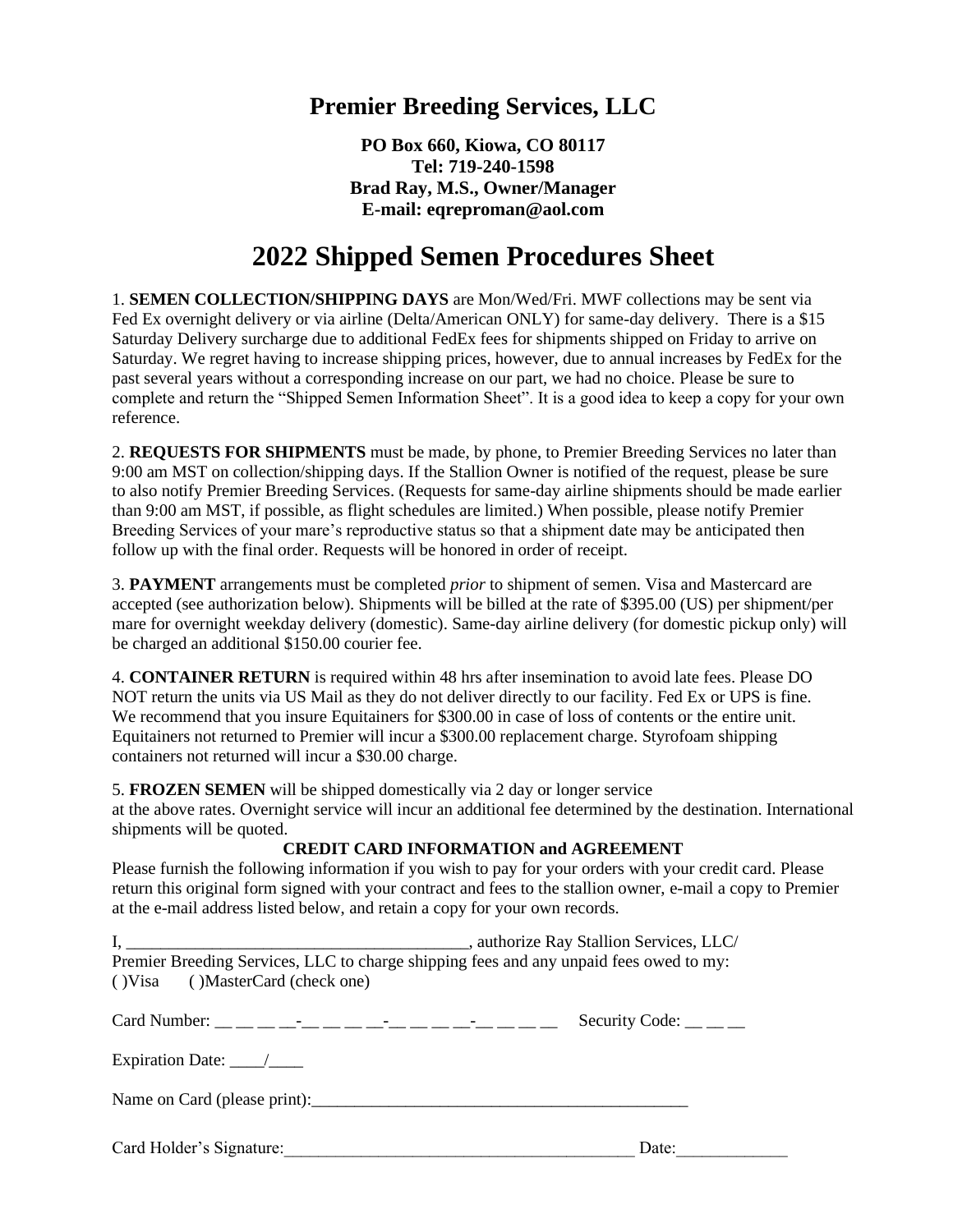# Premier Breeding Services, LLC

**PO Box 660, Kiowa, CO 80117**
**Tel: 719-240-1598**
**Brad Ray, M.S., Owner/Manager**
**E-mail: eqrepromaneaol.com**

## 2022 Shipped Semen Procedures Sheet

1. **SEMEN COLLECTION/SHIPPING DAYS** are Mon/Wed/Fri. MWF collections may be sent via Fed Ex overnight delivery or via airline (Delta/American ONLY) for same-day delivery. There is a $15 Saturday Delivery surcharge due to additional FedEx fees for shipments shipped on Friday to arrive on Saturday. We regret having to increase shipping prices, however, due to annual increases by FedEx for the past several years without a corresponding increase on our part, we had no choice. Please be sure to complete and return the "Shipped Semen Information Sheet". It is a good idea to keep a copy for your own reference.

2. **REQUESTS FOR SHIPMENTS** must be made, by phone, to Premier Breeding Services no later than 9:00 am MST on collection/shipping days. If the Stallion Owner is notified of the request, please be sure to also notify Premier Breeding Services. (Requests for same-day airline shipments should be made earlier than 9:00 am MST, if possible, as flight schedules are limited.) When possible, please notify Premier Breeding Services of your mare's reproductive status so that a shipment date may be anticipated then follow up with the final order. Requests will be honored in order of receipt.

3. **PAYMENT** arrangements must be completed *prior* to shipment of semen. Visa and Mastercard are accepted (see authorization below). Shipments will be billed at the rate of $395.00 (US) per shipment/per mare for overnight weekday delivery (domestic). Same-day airline delivery (for domestic pickup only) will be charged an additional $150.00 courier fee.

4. **CONTAINER RETURN** is required within 48 hrs after insemination to avoid late fees. Please DO NOT return the units via US Mail as they do not deliver directly to our facility. Fed Ex or UPS is fine. We recommend that you insure Equitainers for $300.00 in case of loss of contents or the entire unit. Equitainers not returned to Premier will incur a $300.00 replacement charge. Styrofoam shipping containers not returned will incur a $30.00 charge.

5. **FROZEN SEMEN** will be shipped domestically via 2 day or longer service at the above rates. Overnight service will incur an additional fee determined by the destination. International shipments will be quoted.

**CREDIT CARD INFORMATION and AGREEMENT**

Please furnish the following information if you wish to pay for your orders with your credit card. Please return this original form signed with your contract and fees to the stallion owner, e-mail a copy to Premier at the e-mail address listed below, and retain a copy for your own records.

I, ________________________________________, authorize Ray Stallion Services, LLC/ Premier Breeding Services, LLC to charge shipping fees and any unpaid fees owed to my:
( )Visa ( )MasterCard (check one)

Card Number: __ __ __ __-__ __ __ __-__ __ __ __-__ __ __ __ Security Code: __ __ __

Expiration Date: ____/____

Name on Card (please print):____________________________________________

Card Holder's Signature:__________________________________________ Date:_____________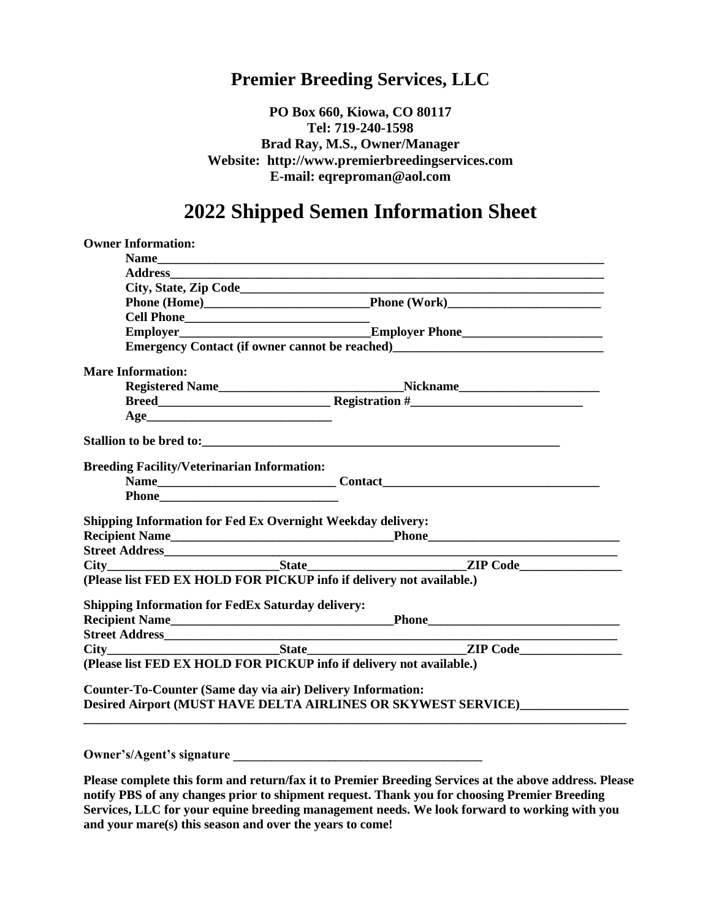# Premier Breeding Services, LLC

**PO Box 660, Kiowa, CO 80117**
**Tel: 719-240-1598**
**Brad Ray, M.S., Owner/Manager**
**Website: http://www.premierbreedingservices.com**
**E-mail: eqreproman@aol.com**

## 2022 Shipped Semen Information Sheet

**Owner Information:**

**Name**\_\_\_\_\_\_\_\_\_\_\_\_\_\_\_\_\_\_\_\_\_\_\_\_\_\_\_\_\_\_\_\_\_\_\_\_\_\_\_\_\_\_\_\_\_\_\_\_\_\_\_\_\_\_\_\_\_\_\_\_\_\_\_\_\_\_\_\_\_\_

**Address**\_\_\_\_\_\_\_\_\_\_\_\_\_\_\_\_\_\_\_\_\_\_\_\_\_\_\_\_\_\_\_\_\_\_\_\_\_\_\_\_\_\_\_\_\_\_\_\_\_\_\_\_\_\_\_\_\_\_\_\_\_\_\_\_\_\_\_\_

**City, State, Zip Code**\_\_\_\_\_\_\_\_\_\_\_\_\_\_\_\_\_\_\_\_\_\_\_\_\_\_\_\_\_\_\_\_\_\_\_\_\_\_\_\_\_\_\_\_\_\_\_\_\_\_\_\_\_\_\_\_\_\_

**Phone (Home)**\_\_\_\_\_\_\_\_\_\_\_\_\_\_\_\_\_\_\_\_\_\_\_\_\_\_**Phone (Work)**\_\_\_\_\_\_\_\_\_\_\_\_\_\_\_\_\_\_\_\_\_\_\_\_\_

**Cell Phone**\_\_\_\_\_\_\_\_\_\_\_\_\_\_\_\_\_\_\_\_\_\_\_\_\_\_\_\_\_\_

**Employer**\_\_\_\_\_\_\_\_\_\_\_\_\_\_\_\_\_\_\_\_\_\_\_\_\_\_\_\_\_\_\_**Employer Phone**\_\_\_\_\_\_\_\_\_\_\_\_\_\_\_\_\_\_\_\_\_\_\_

**Emergency Contact (if owner cannot be reached)**\_\_\_\_\_\_\_\_\_\_\_\_\_\_\_\_\_\_\_\_\_\_\_\_\_\_\_\_\_\_\_\_\_

**Mare Information:**

**Registered Name**\_\_\_\_\_\_\_\_\_\_\_\_\_\_\_\_\_\_\_\_\_\_\_\_\_\_\_\_\_\_**Nickname**\_\_\_\_\_\_\_\_\_\_\_\_\_\_\_\_\_\_\_\_\_\_\_

**Breed**\_\_\_\_\_\_\_\_\_\_\_\_\_\_\_\_\_\_\_\_\_\_\_\_\_\_\_\_ **Registration #**\_\_\_\_\_\_\_\_\_\_\_\_\_\_\_\_\_\_\_\_\_\_\_\_\_\_\_\_

**Age**\_\_\_\_\_\_\_\_\_\_\_\_\_\_\_\_\_\_\_\_\_\_\_\_\_\_\_\_\_\_

**Stallion to be bred to:**\_\_\_\_\_\_\_\_\_\_\_\_\_\_\_\_\_\_\_\_\_\_\_\_\_\_\_\_\_\_\_\_\_\_\_\_\_\_\_\_\_\_\_\_\_\_\_\_\_\_\_\_\_\_\_\_\_\_

**Breeding Facility/Veterinarian Information:**

**Name**\_\_\_\_\_\_\_\_\_\_\_\_\_\_\_\_\_\_\_\_\_\_\_\_\_\_\_\_\_ **Contact**\_\_\_\_\_\_\_\_\_\_\_\_\_\_\_\_\_\_\_\_\_\_\_\_\_\_\_\_\_\_\_\_\_\_\_

**Phone**\_\_\_\_\_\_\_\_\_\_\_\_\_\_\_\_\_\_\_\_\_\_\_\_\_\_\_\_\_

**Shipping Information for Fed Ex Overnight Weekday delivery:**

**Recipient Name**\_\_\_\_\_\_\_\_\_\_\_\_\_\_\_\_\_\_\_\_\_\_\_\_\_\_\_\_\_\_\_\_\_\_\_\_\_**Phone**\_\_\_\_\_\_\_\_\_\_\_\_\_\_\_\_\_\_\_\_\_\_\_\_\_\_\_\_\_\_\_

**Street Address**\_\_\_\_\_\_\_\_\_\_\_\_\_\_\_\_\_\_\_\_\_\_\_\_\_\_\_\_\_\_\_\_\_\_\_\_\_\_\_\_\_\_\_\_\_\_\_\_\_\_\_\_\_\_\_\_\_\_\_\_\_\_\_\_\_\_\_\_\_\_\_\_

**City**\_\_\_\_\_\_\_\_\_\_\_\_\_\_\_\_\_\_\_\_\_\_\_\_\_\_\_**State**\_\_\_\_\_\_\_\_\_\_\_\_\_\_\_\_\_\_\_\_\_\_\_\_\_\_**ZIP Code**\_\_\_\_\_\_\_\_\_\_\_\_\_\_\_\_

**(Please list FED EX HOLD FOR PICKUP info if delivery not available.)**

**Shipping Information for FedEx Saturday delivery:**

**Recipient Name**\_\_\_\_\_\_\_\_\_\_\_\_\_\_\_\_\_\_\_\_\_\_\_\_\_\_\_\_\_\_\_\_\_\_\_\_\_**Phone**\_\_\_\_\_\_\_\_\_\_\_\_\_\_\_\_\_\_\_\_\_\_\_\_\_\_\_\_\_\_\_

**Street Address**\_\_\_\_\_\_\_\_\_\_\_\_\_\_\_\_\_\_\_\_\_\_\_\_\_\_\_\_\_\_\_\_\_\_\_\_\_\_\_\_\_\_\_\_\_\_\_\_\_\_\_\_\_\_\_\_\_\_\_\_\_\_\_\_\_\_\_\_\_\_\_\_

**City**\_\_\_\_\_\_\_\_\_\_\_\_\_\_\_\_\_\_\_\_\_\_\_\_\_\_\_**State**\_\_\_\_\_\_\_\_\_\_\_\_\_\_\_\_\_\_\_\_\_\_\_\_\_\_**ZIP Code**\_\_\_\_\_\_\_\_\_\_\_\_\_\_\_\_

**(Please list FED EX HOLD FOR PICKUP info if delivery not available.)**

**Counter-To-Counter (Same day via air) Delivery Information:**
**Desired Airport (MUST HAVE DELTA AIRLINES OR SKYWEST SERVICE)**\_\_\_\_\_\_\_\_\_\_\_\_\_\_\_\_\_

\_\_\_\_\_\_\_\_\_\_\_\_\_\_\_\_\_\_\_\_\_\_\_\_\_\_\_\_\_\_\_\_\_\_\_\_\_\_\_\_\_\_\_\_\_\_\_\_\_\_\_\_\_\_\_\_\_\_\_\_\_\_\_\_\_\_\_\_\_\_\_\_\_\_\_\_\_\_\_\_\_\_\_\_\_\_\_\_\_

**Owner's/Agent's signature** \_\_\_\_\_\_\_\_\_\_\_\_\_\_\_\_\_\_\_\_\_\_\_\_\_\_\_\_\_\_\_\_\_\_\_\_\_\_\_\_

**Please complete this form and return/fax it to Premier Breeding Services at the above address. Please notify PBS of any changes prior to shipment request. Thank you for choosing Premier Breeding Services, LLC for your equine breeding management needs. We look forward to working with you and your mare(s) this season and over the years to come!**